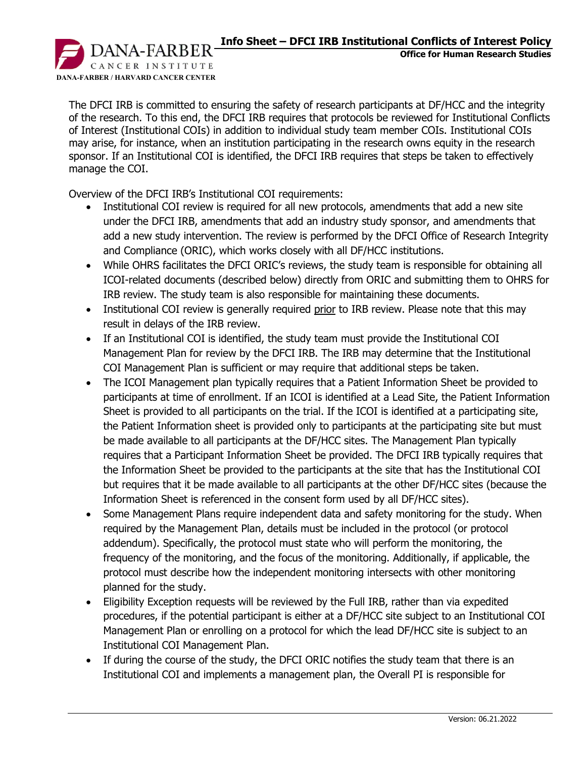# Info Sheet – DFCI IRB Institutional Conflicts of Interest Policy

**Office for Human Research Studies**

The DFCI IRB is committed to ensuring the safety of research participants at DF/HCC and the integrity of the research. To this end, the DFCI IRB requires that protocols be reviewed for Institutional Conflicts of Interest (Institutional COIs) in addition to individual study team member COIs. Institutional COIs may arise, for instance, when an institution participating in the research owns equity in the research sponsor. If an Institutional COI is identified, the DFCI IRB requires that steps be taken to effectively manage the COI.

Overview of the DFCI IRB's Institutional COI requirements:

- Institutional COI review is required for all new protocols, amendments that add a new site under the DFCI IRB, amendments that add an industry study sponsor, and amendments that add a new study intervention. The review is performed by the DFCI Office of Research Integrity and Compliance (ORIC), which works closely with all DF/HCC institutions.
- While OHRS facilitates the DFCI ORIC's reviews, the study team is responsible for obtaining all ICOI-related documents (described below) directly from ORIC and submitting them to OHRS for IRB review. The study team is also responsible for maintaining these documents.
- Institutional COI review is generally required <u>prior</u> to IRB review. Please note that this may result in delays of the IRB review.
- If an Institutional COI is identified, the study team must provide the Institutional COI Management Plan for review by the DFCI IRB. The IRB may determine that the Institutional COI Management Plan is sufficient or may require that additional steps be taken.
- The ICOI Management plan typically requires that a Patient Information Sheet be provided to participants at time of enrollment. If an ICOI is identified at a Lead Site, the Patient Information Sheet is provided to all participants on the trial. If the ICOI is identified at a participating site, the Patient Information sheet is provided only to participants at the participating site but must be made available to all participants at the DF/HCC sites. The Management Plan typically requires that a Participant Information Sheet be provided. The DFCI IRB typically requires that the Information Sheet be provided to the participants at the site that has the Institutional COI but requires that it be made available to all participants at the other DF/HCC sites (because the Information Sheet is referenced in the consent form used by all DF/HCC sites).
- Some Management Plans require independent data and safety monitoring for the study. When required by the Management Plan, details must be included in the protocol (or protocol addendum). Specifically, the protocol must state who will perform the monitoring, the frequency of the monitoring, and the focus of the monitoring. Additionally, if applicable, the protocol must describe how the independent monitoring intersects with other monitoring planned for the study.
- Eligibility Exception requests will be reviewed by the Full IRB, rather than via expedited procedures, if the potential participant is either at a DF/HCC site subject to an Institutional COI Management Plan or enrolling on a protocol for which the lead DF/HCC site is subject to an Institutional COI Management Plan.
- If during the course of the study, the DFCI ORIC notifies the study team that there is an Institutional COI and implements a management plan, the Overall PI is responsible for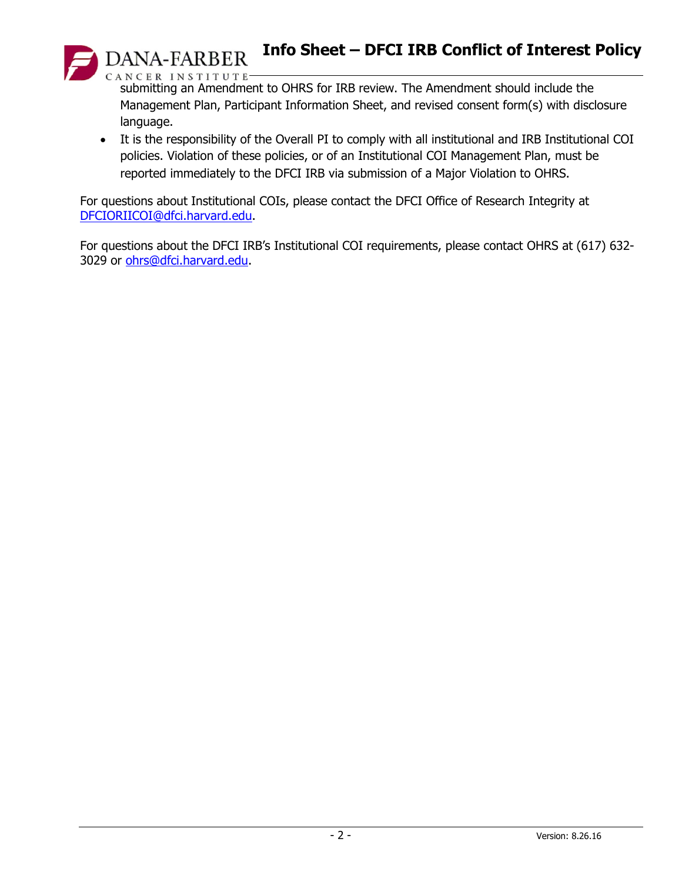submitting an Amendment to OHRS for IRB review. The Amendment should include the Management Plan, Participant Information Sheet, and revised consent form(s) with disclosure language.

- It is the responsibility of the Overall PI to comply with all institutional and IRB Institutional COI policies. Violation of these policies, or of an Institutional COI Management Plan, must be reported immediately to the DFCI IRB via submission of a Major Violation to OHRS.

For questions about Institutional COIs, please contact the DFCI Office of Research Integrity at DFCIORIICOI@dfci.harvard.edu.

For questions about the DFCI IRB's Institutional COI requirements, please contact OHRS at (617) 632-3029 or ohrs@dfci.harvard.edu.